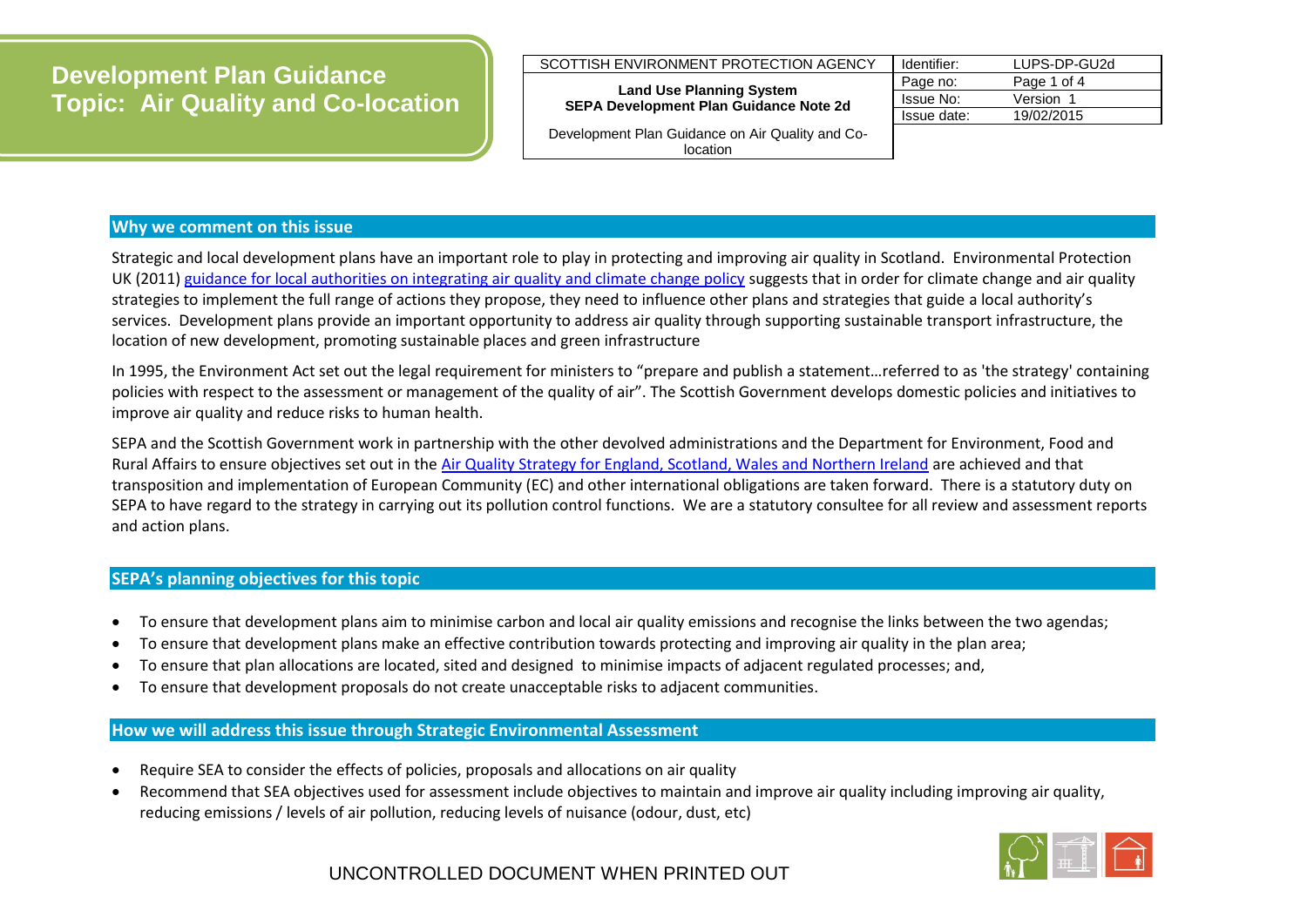# Development Plan Guidance
# Topic: Air Quality and Co-location

| SCOTTISH ENVIRONMENT PROTECTION AGENCY | Identifier: | LUPS-DP-GU2d |
|---|---|---|
| **Land Use Planning System** **SEPA Development Plan Guidance Note 2d** | Page no: | Page 1 of 4 |
| | Issue No: | Version 1 |
| Development Plan Guidance on Air Quality and Co-location | Issue date: | 19/02/2015 |

## Why we comment on this issue

Strategic and local development plans have an important role to play in protecting and improving air quality in Scotland. Environmental Protection UK (2011) guidance for local authorities on integrating air quality and climate change policy suggests that in order for climate change and air quality strategies to implement the full range of actions they propose, they need to influence other plans and strategies that guide a local authority's services. Development plans provide an important opportunity to address air quality through supporting sustainable transport infrastructure, the location of new development, promoting sustainable places and green infrastructure

In 1995, the Environment Act set out the legal requirement for ministers to "prepare and publish a statement…referred to as 'the strategy' containing policies with respect to the assessment or management of the quality of air". The Scottish Government develops domestic policies and initiatives to improve air quality and reduce risks to human health.

SEPA and the Scottish Government work in partnership with the other devolved administrations and the Department for Environment, Food and Rural Affairs to ensure objectives set out in the Air Quality Strategy for England, Scotland, Wales and Northern Ireland are achieved and that transposition and implementation of European Community (EC) and other international obligations are taken forward. There is a statutory duty on SEPA to have regard to the strategy in carrying out its pollution control functions. We are a statutory consultee for all review and assessment reports and action plans.

## SEPA's planning objectives for this topic

- To ensure that development plans aim to minimise carbon and local air quality emissions and recognise the links between the two agendas;
- To ensure that development plans make an effective contribution towards protecting and improving air quality in the plan area;
- To ensure that plan allocations are located, sited and designed to minimise impacts of adjacent regulated processes; and,
- To ensure that development proposals do not create unacceptable risks to adjacent communities.

## How we will address this issue through Strategic Environmental Assessment

- Require SEA to consider the effects of policies, proposals and allocations on air quality
- Recommend that SEA objectives used for assessment include objectives to maintain and improve air quality including improving air quality, reducing emissions / levels of air pollution, reducing levels of nuisance (odour, dust, etc)

UNCONTROLLED DOCUMENT WHEN PRINTED OUT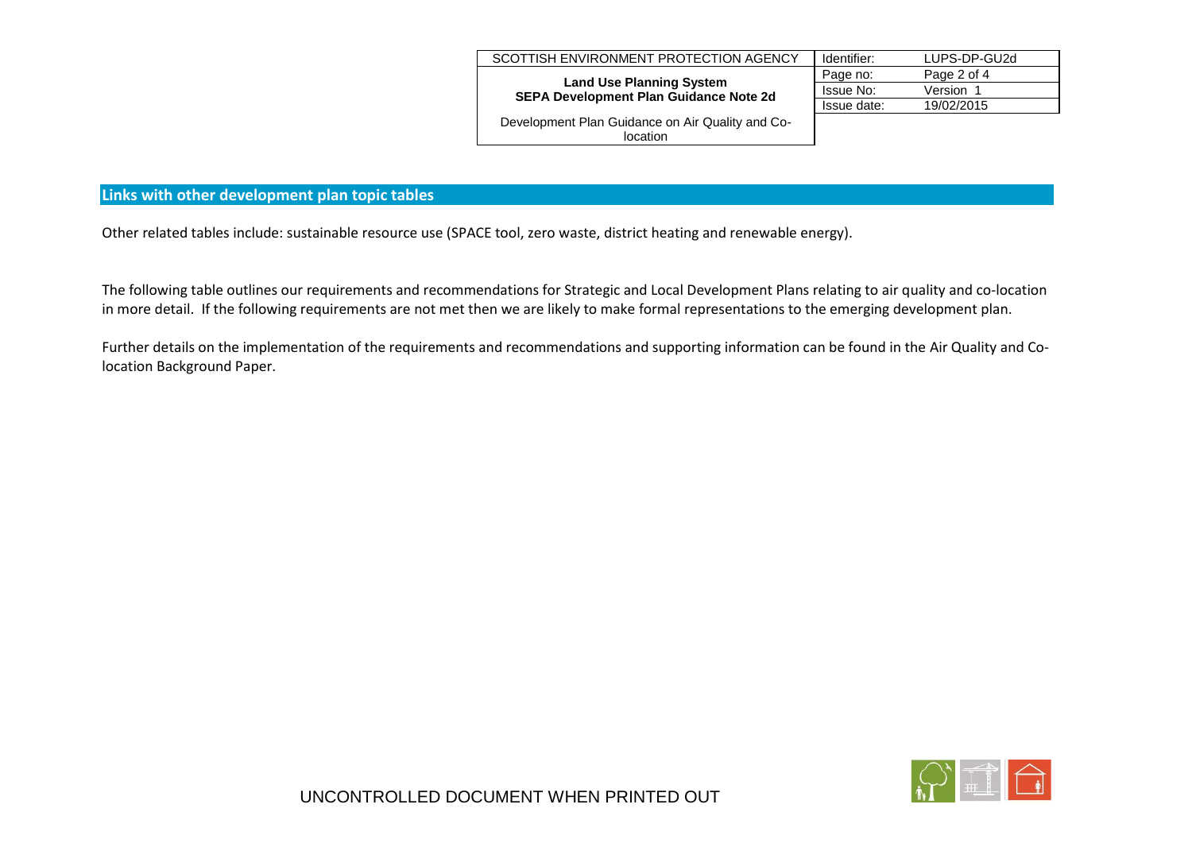## Links with other development plan topic tables

Other related tables include: sustainable resource use (SPACE tool, zero waste, district heating and renewable energy).

The following table outlines our requirements and recommendations for Strategic and Local Development Plans relating to air quality and co-location in more detail. If the following requirements are not met then we are likely to make formal representations to the emerging development plan.

Further details on the implementation of the requirements and recommendations and supporting information can be found in the Air Quality and Co-location Background Paper.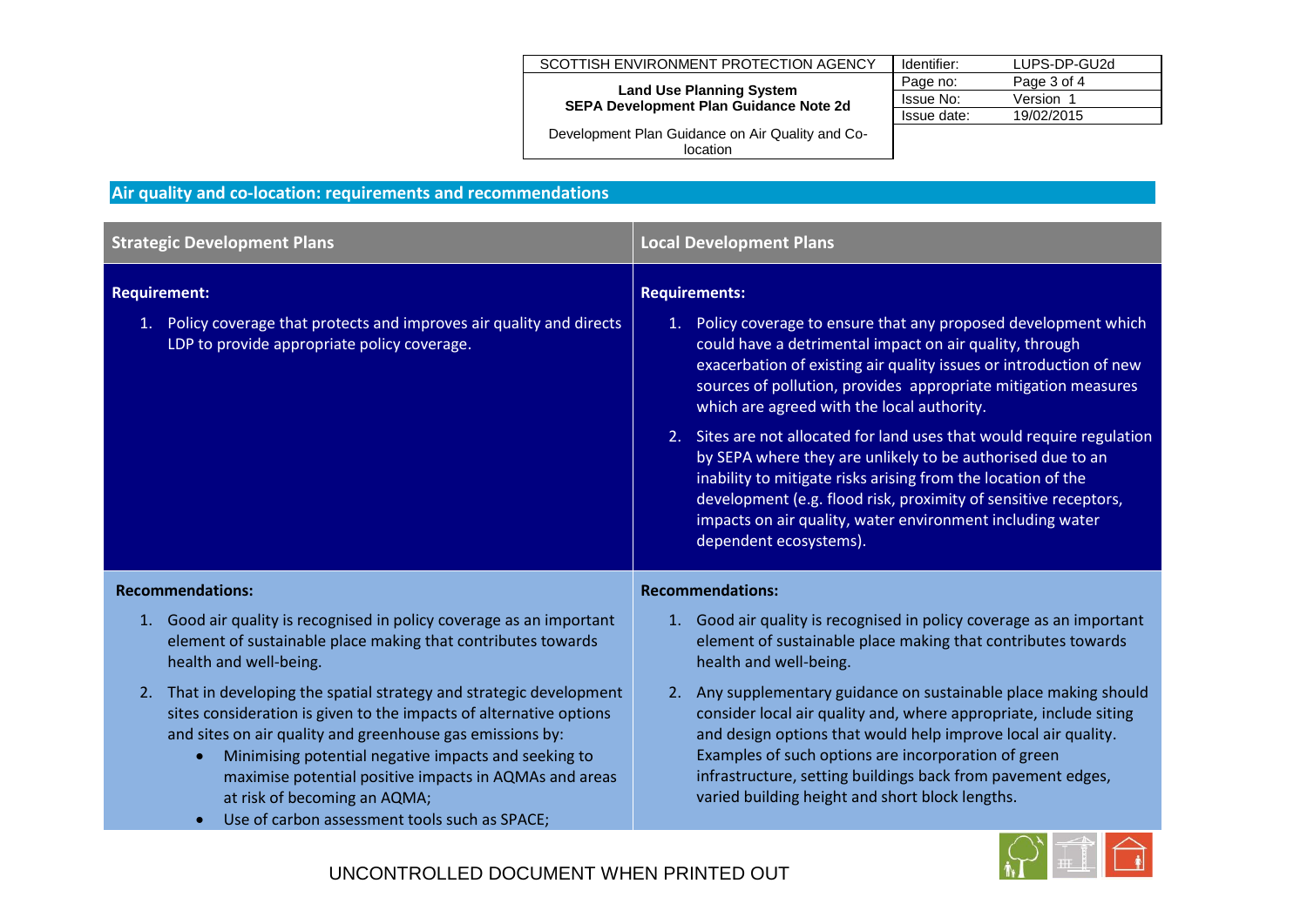## Air quality and co-location: requirements and recommendations

| Strategic Development Plans | Local Development Plans |
|---|---|
| **Requirement:**<br><br>1. Policy coverage that protects and improves air quality and directs LDP to provide appropriate policy coverage. | **Requirements:**<br><br>1. Policy coverage to ensure that any proposed development which could have a detrimental impact on air quality, through exacerbation of existing air quality issues or introduction of new sources of pollution, provides appropriate mitigation measures which are agreed with the local authority.<br><br>2. Sites are not allocated for land uses that would require regulation by SEPA where they are unlikely to be authorised due to an inability to mitigate risks arising from the location of the development (e.g. flood risk, proximity of sensitive receptors, impacts on air quality, water environment including water dependent ecosystems). |
| **Recommendations:**<br><br>1. Good air quality is recognised in policy coverage as an important element of sustainable place making that contributes towards health and well-being.<br><br>2. That in developing the spatial strategy and strategic development sites consideration is given to the impacts of alternative options and sites on air quality and greenhouse gas emissions by:<br>• Minimising potential negative impacts and seeking to maximise potential positive impacts in AQMAs and areas at risk of becoming an AQMA;<br>• Use of carbon assessment tools such as SPACE; | **Recommendations:**<br><br>1. Good air quality is recognised in policy coverage as an important element of sustainable place making that contributes towards health and well-being.<br><br>2. Any supplementary guidance on sustainable place making should consider local air quality and, where appropriate, include siting and design options that would help improve local air quality. Examples of such options are incorporation of green infrastructure, setting buildings back from pavement edges, varied building height and short block lengths. |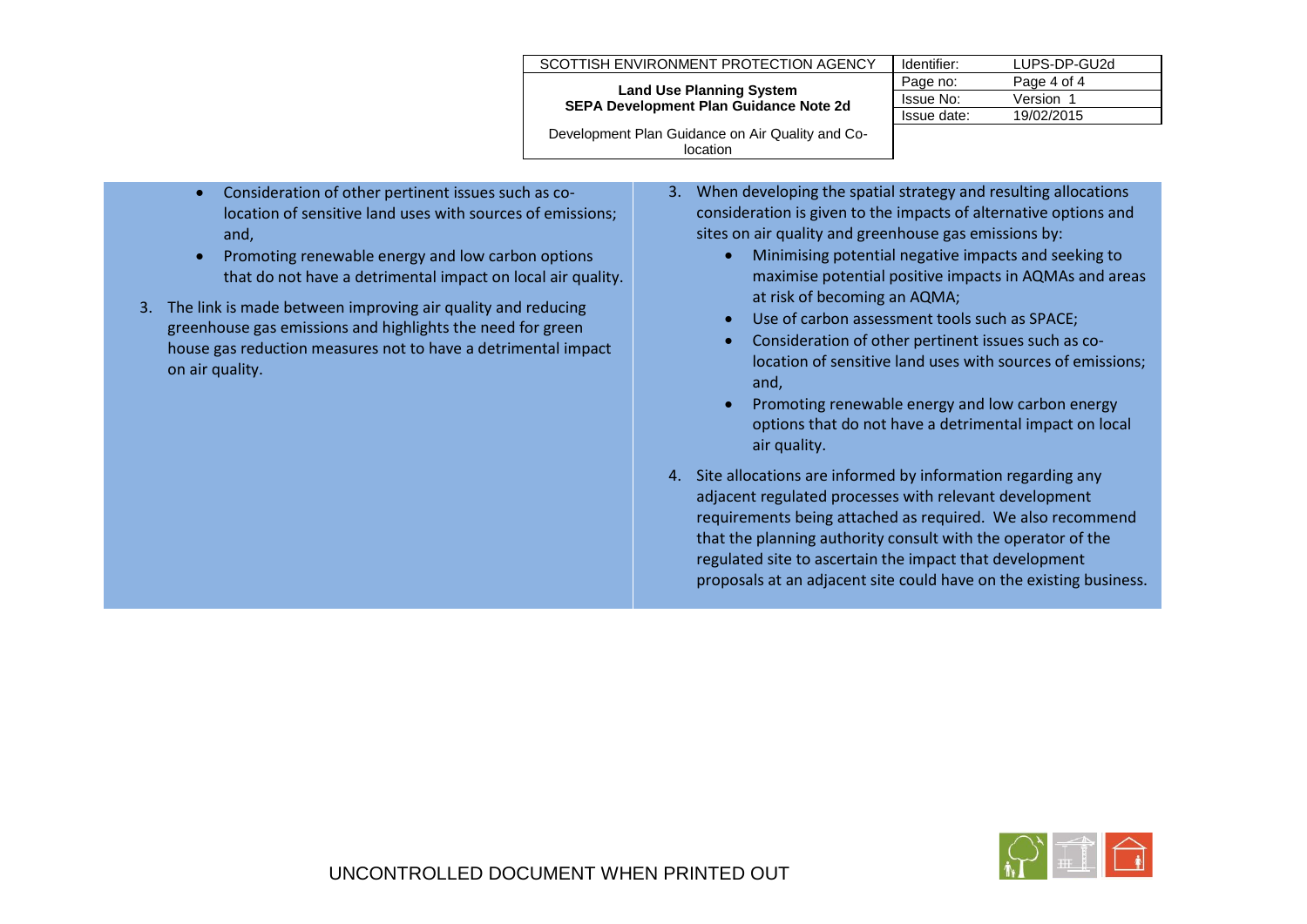| | |
|---|---|
| • Consideration of other pertinent issues such as co-location of sensitive land uses with sources of emissions; and,<br>• Promoting renewable energy and low carbon options that do not have a detrimental impact on local air quality.<br><br>3. The link is made between improving air quality and reducing greenhouse gas emissions and highlights the need for green house gas reduction measures not to have a detrimental impact on air quality. | 3. When developing the spatial strategy and resulting allocations consideration is given to the impacts of alternative options and sites on air quality and greenhouse gas emissions by:<br>• Minimising potential negative impacts and seeking to maximise potential positive impacts in AQMAs and areas at risk of becoming an AQMA;<br>• Use of carbon assessment tools such as SPACE;<br>• Consideration of other pertinent issues such as co-location of sensitive land uses with sources of emissions; and,<br>• Promoting renewable energy and low carbon energy options that do not have a detrimental impact on local air quality.<br><br>4. Site allocations are informed by information regarding any adjacent regulated processes with relevant development requirements being attached as required. We also recommend that the planning authority consult with the operator of the regulated site to ascertain the impact that development proposals at an adjacent site could have on the existing business. |